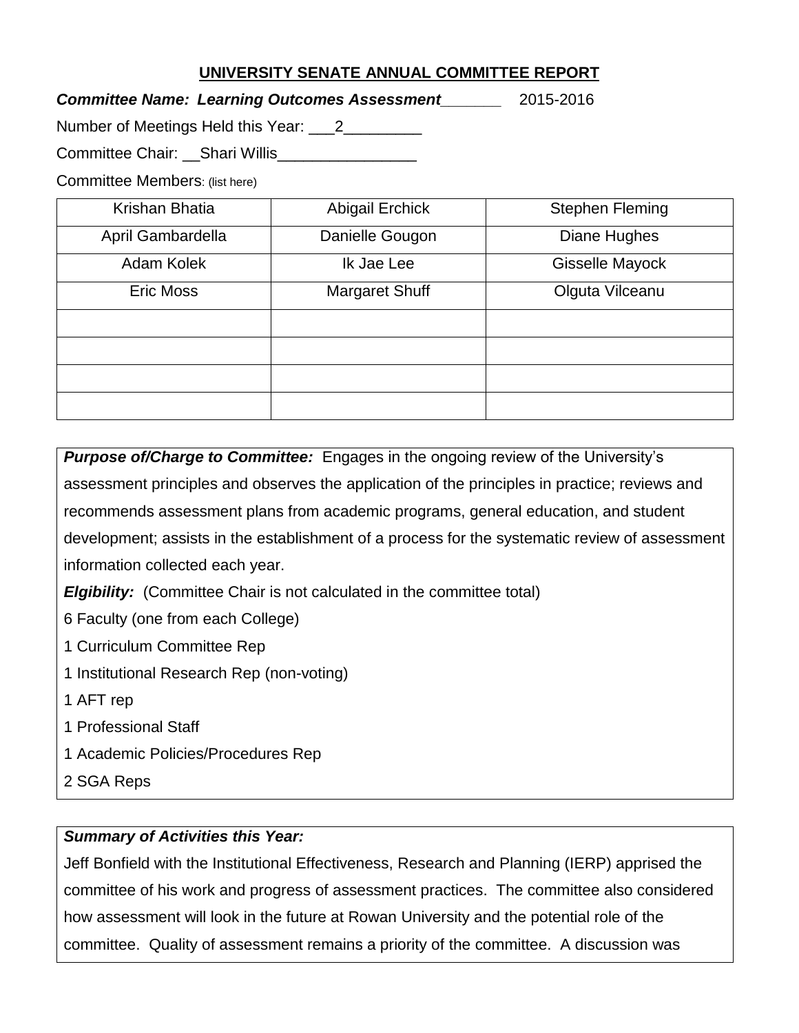# UNIVERSITY SENATE ANNUAL COMMITTEE REPORT

***Committee Name: Learning Outcomes Assessment_______*** 2015-2016

Number of Meetings Held this Year: ___2_________

Committee Chair: __Shari Willis________________

Committee Members: (list here)

| | | |
|---|---|---|
| Krishan Bhatia | Abigail Erchick | Stephen Fleming |
| April Gambardella | Danielle Gougon | Diane Hughes |
| Adam Kolek | Ik Jae Lee | Gisselle Mayock |
| Eric Moss | Margaret Shuff | Olguta Vilceanu |
| | | |
| | | |
| | | |
| | | |

***Purpose of/Charge to Committee:*** Engages in the ongoing review of the University's assessment principles and observes the application of the principles in practice; reviews and recommends assessment plans from academic programs, general education, and student development; assists in the establishment of a process for the systematic review of assessment information collected each year.

***Elgibility:*** (Committee Chair is not calculated in the committee total)

6 Faculty (one from each College)

1 Curriculum Committee Rep

1 Institutional Research Rep (non-voting)

1 AFT rep

1 Professional Staff

1 Academic Policies/Procedures Rep

2 SGA Reps

***Summary of Activities this Year:***

Jeff Bonfield with the Institutional Effectiveness, Research and Planning (IERP) apprised the committee of his work and progress of assessment practices. The committee also considered how assessment will look in the future at Rowan University and the potential role of the committee. Quality of assessment remains a priority of the committee. A discussion was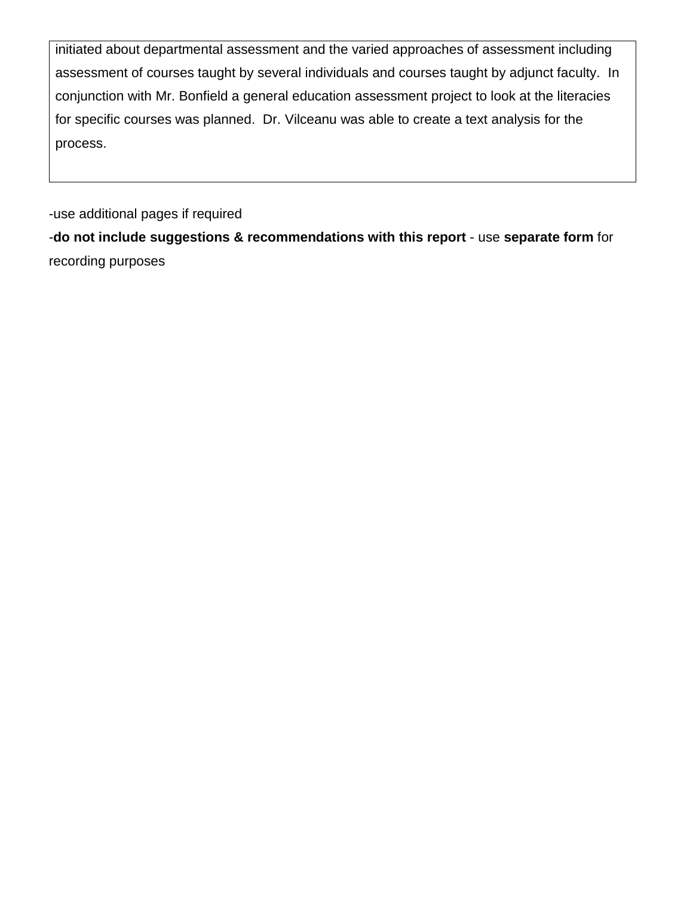initiated about departmental assessment and the varied approaches of assessment including assessment of courses taught by several individuals and courses taught by adjunct faculty.  In conjunction with Mr. Bonfield a general education assessment project to look at the literacies for specific courses was planned.  Dr. Vilceanu was able to create a text analysis for the process.

-use additional pages if required

-**do not include suggestions & recommendations with this report** - use **separate form** for recording purposes